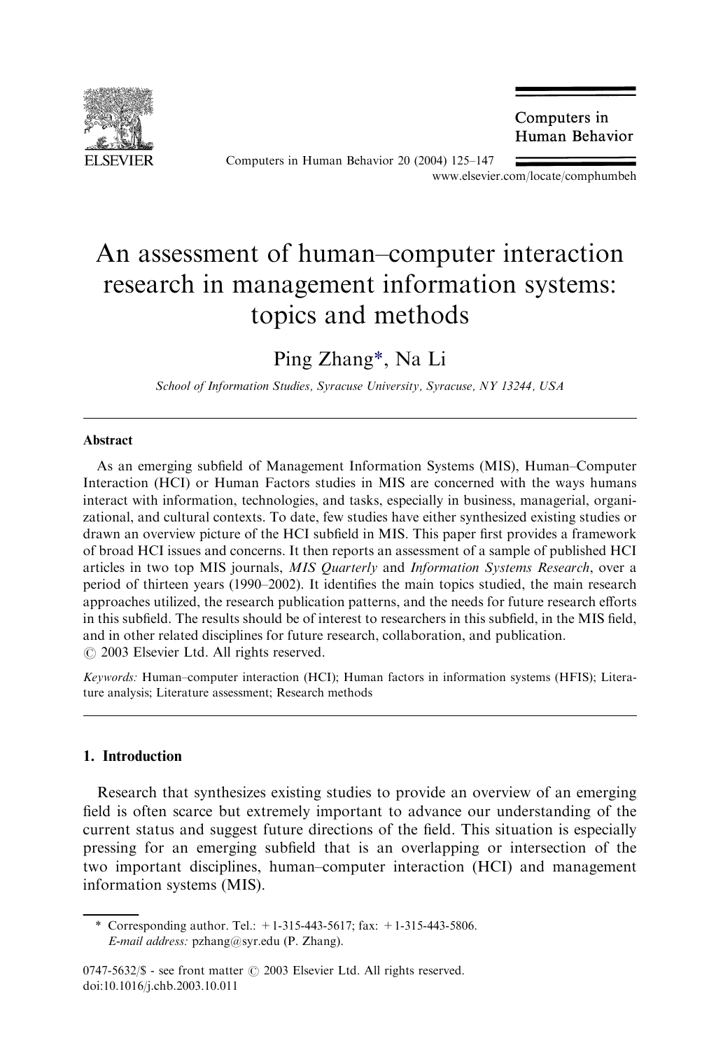# An assessment of human–computer interaction research in management information systems: topics and methods

Ping Zhang*, Na Li

*School of Information Studies, Syracuse University, Syracuse, NY 13244, USA*

## Abstract

As an emerging subfield of Management Information Systems (MIS), Human–Computer Interaction (HCI) or Human Factors studies in MIS are concerned with the ways humans interact with information, technologies, and tasks, especially in business, managerial, organizational, and cultural contexts. To date, few studies have either synthesized existing studies or drawn an overview picture of the HCI subfield in MIS. This paper first provides a framework of broad HCI issues and concerns. It then reports an assessment of a sample of published HCI articles in two top MIS journals, *MIS Quarterly* and *Information Systems Research*, over a period of thirteen years (1990–2002). It identifies the main topics studied, the main research approaches utilized, the research publication patterns, and the needs for future research efforts in this subfield. The results should be of interest to researchers in this subfield, in the MIS field, and in other related disciplines for future research, collaboration, and publication.

© 2003 Elsevier Ltd. All rights reserved.

*Keywords:* Human–computer interaction (HCI); Human factors in information systems (HFIS); Literature analysis; Literature assessment; Research methods

## 1. Introduction

Research that synthesizes existing studies to provide an overview of an emerging field is often scarce but extremely important to advance our understanding of the current status and suggest future directions of the field. This situation is especially pressing for an emerging subfield that is an overlapping or intersection of the two important disciplines, human–computer interaction (HCI) and management information systems (MIS).

\* Corresponding author. Tel.: +1-315-443-5617; fax: +1-315-443-5806.
*E-mail address:* pzhang@syr.edu (P. Zhang).

0747-5632/$ - see front matter © 2003 Elsevier Ltd. All rights reserved.
doi:10.1016/j.chb.2003.10.011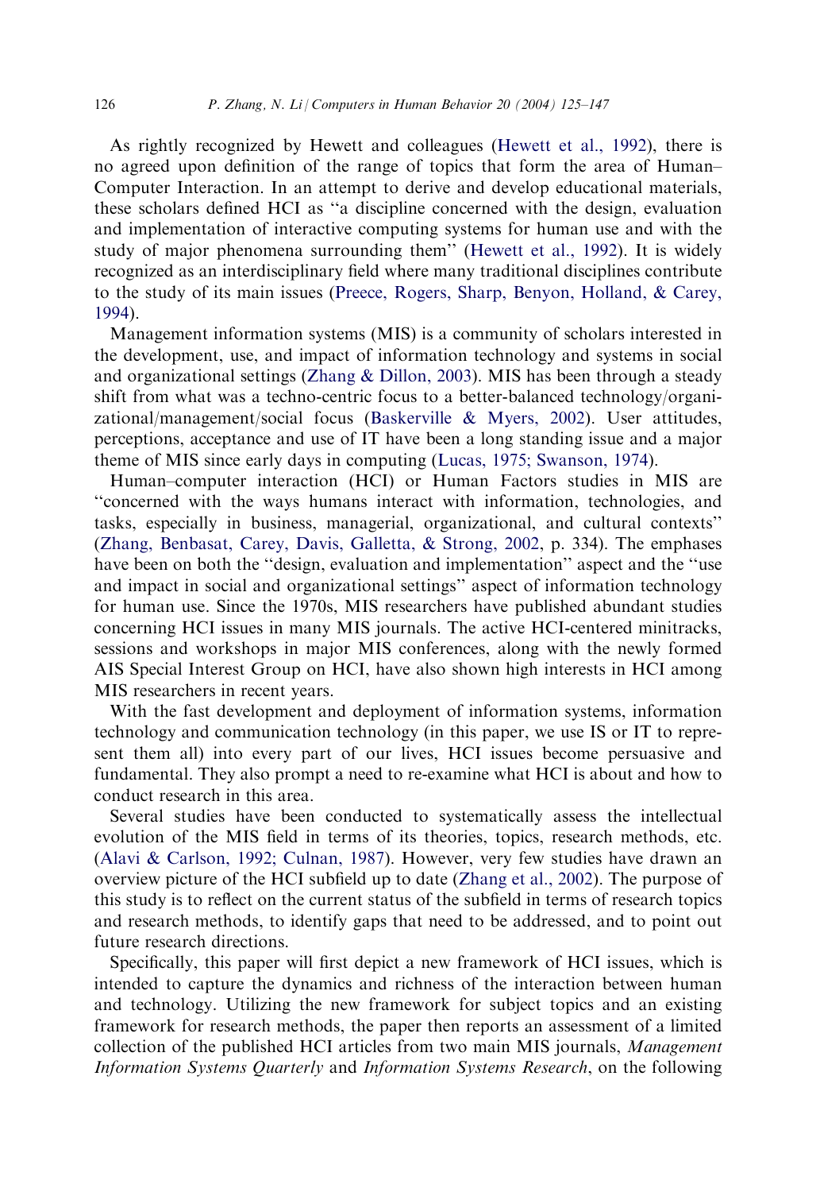As rightly recognized by Hewett and colleagues (Hewett et al., 1992), there is no agreed upon definition of the range of topics that form the area of Human–Computer Interaction. In an attempt to derive and develop educational materials, these scholars defined HCI as ''a discipline concerned with the design, evaluation and implementation of interactive computing systems for human use and with the study of major phenomena surrounding them'' (Hewett et al., 1992). It is widely recognized as an interdisciplinary field where many traditional disciplines contribute to the study of its main issues (Preece, Rogers, Sharp, Benyon, Holland, & Carey, 1994).

Management information systems (MIS) is a community of scholars interested in the development, use, and impact of information technology and systems in social and organizational settings (Zhang & Dillon, 2003). MIS has been through a steady shift from what was a techno-centric focus to a better-balanced technology/organizational/management/social focus (Baskerville & Myers, 2002). User attitudes, perceptions, acceptance and use of IT have been a long standing issue and a major theme of MIS since early days in computing (Lucas, 1975; Swanson, 1974).

Human–computer interaction (HCI) or Human Factors studies in MIS are ''concerned with the ways humans interact with information, technologies, and tasks, especially in business, managerial, organizational, and cultural contexts'' (Zhang, Benbasat, Carey, Davis, Galletta, & Strong, 2002, p. 334). The emphases have been on both the ''design, evaluation and implementation'' aspect and the ''use and impact in social and organizational settings'' aspect of information technology for human use. Since the 1970s, MIS researchers have published abundant studies concerning HCI issues in many MIS journals. The active HCI-centered minitracks, sessions and workshops in major MIS conferences, along with the newly formed AIS Special Interest Group on HCI, have also shown high interests in HCI among MIS researchers in recent years.

With the fast development and deployment of information systems, information technology and communication technology (in this paper, we use IS or IT to represent them all) into every part of our lives, HCI issues become persuasive and fundamental. They also prompt a need to re-examine what HCI is about and how to conduct research in this area.

Several studies have been conducted to systematically assess the intellectual evolution of the MIS field in terms of its theories, topics, research methods, etc. (Alavi & Carlson, 1992; Culnan, 1987). However, very few studies have drawn an overview picture of the HCI subfield up to date (Zhang et al., 2002). The purpose of this study is to reflect on the current status of the subfield in terms of research topics and research methods, to identify gaps that need to be addressed, and to point out future research directions.

Specifically, this paper will first depict a new framework of HCI issues, which is intended to capture the dynamics and richness of the interaction between human and technology. Utilizing the new framework for subject topics and an existing framework for research methods, the paper then reports an assessment of a limited collection of the published HCI articles from two main MIS journals, *Management Information Systems Quarterly* and *Information Systems Research*, on the following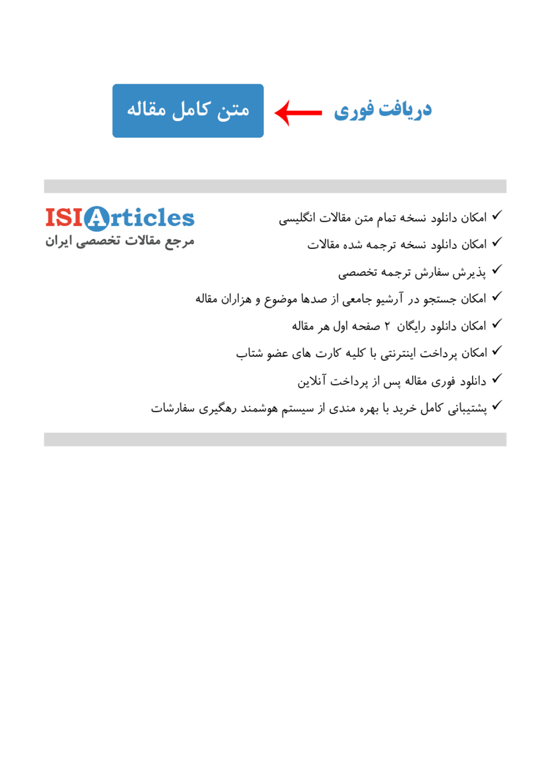دریافت فوری ← متن کامل مقاله

**ISIArticles**
مرجع مقالات تخصصی ایران

- ✓ امکان دانلود نسخه تمام متن مقالات انگلیسی
- ✓ امکان دانلود نسخه ترجمه شده مقالات
- ✓ پذیرش سفارش ترجمه تخصصی
- ✓ امکان جستجو در آرشیو جامعی از صدها موضوع و هزاران مقاله
- ✓ امکان دانلود رایگان ۲ صفحه اول هر مقاله
- ✓ امکان پرداخت اینترنتی با کلیه کارت های عضو شتاب
- ✓ دانلود فوری مقاله پس از پرداخت آنلاین
- ✓ پشتیبانی کامل خرید با بهره مندی از سیستم هوشمند رهگیری سفارشات